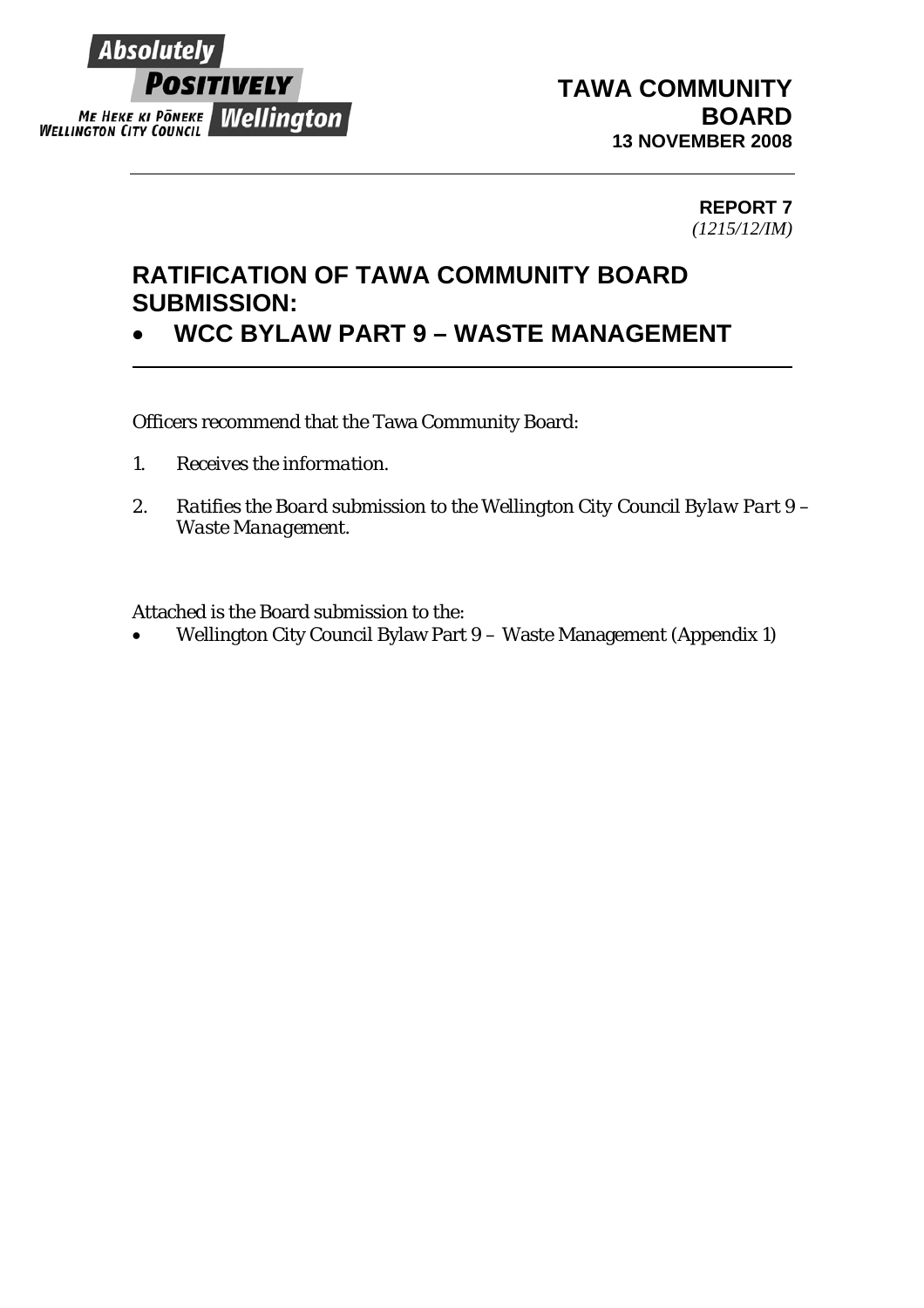Absolutely
POSITIVELY
ME HEKE KI PŌNEKE
WELLINGTON CITY COUNCIL Wellington

**TAWA COMMUNITY BOARD**
**13 NOVEMBER 2008**

**REPORT 7**
*(1215/12/IM)*

# RATIFICATION OF TAWA COMMUNITY BOARD SUBMISSION:

- **WCC BYLAW PART 9 – WASTE MANAGEMENT**

Officers recommend that the Tawa Community Board:

1. *Receives the information.*

2. *Ratifies the Board submission to the Wellington City Council Bylaw Part 9 – Waste Management.*

Attached is the Board submission to the:

- Wellington City Council Bylaw Part 9 – Waste Management (Appendix 1)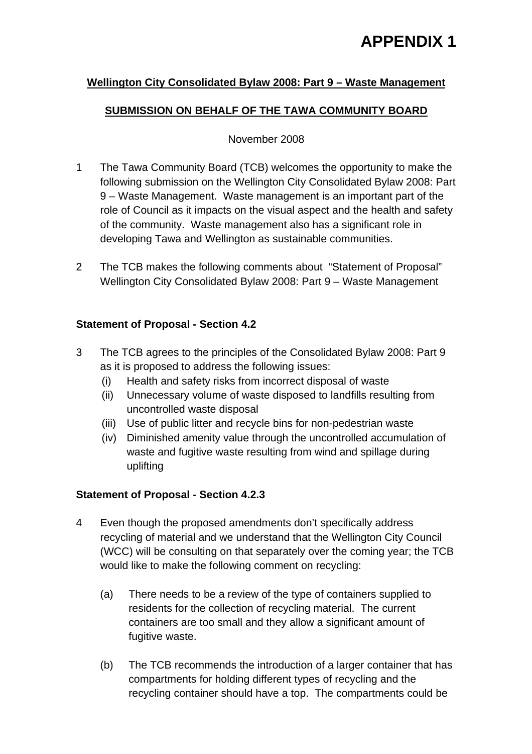# APPENDIX 1

**Wellington City Consolidated Bylaw 2008: Part 9 – Waste Management**

**SUBMISSION ON BEHALF OF THE TAWA COMMUNITY BOARD**

November 2008

1 The Tawa Community Board (TCB) welcomes the opportunity to make the following submission on the Wellington City Consolidated Bylaw 2008: Part 9 – Waste Management. Waste management is an important part of the role of Council as it impacts on the visual aspect and the health and safety of the community. Waste management also has a significant role in developing Tawa and Wellington as sustainable communities.

2 The TCB makes the following comments about "Statement of Proposal" Wellington City Consolidated Bylaw 2008: Part 9 – Waste Management

**Statement of Proposal - Section 4.2**

3 The TCB agrees to the principles of the Consolidated Bylaw 2008: Part 9 as it is proposed to address the following issues:
   - (i) Health and safety risks from incorrect disposal of waste
   - (ii) Unnecessary volume of waste disposed to landfills resulting from uncontrolled waste disposal
   - (iii) Use of public litter and recycle bins for non-pedestrian waste
   - (iv) Diminished amenity value through the uncontrolled accumulation of waste and fugitive waste resulting from wind and spillage during uplifting

**Statement of Proposal - Section 4.2.3**

4 Even though the proposed amendments don't specifically address recycling of material and we understand that the Wellington City Council (WCC) will be consulting on that separately over the coming year; the TCB would like to make the following comment on recycling:

   (a) There needs to be a review of the type of containers supplied to residents for the collection of recycling material. The current containers are too small and they allow a significant amount of fugitive waste.

   (b) The TCB recommends the introduction of a larger container that has compartments for holding different types of recycling and the recycling container should have a top. The compartments could be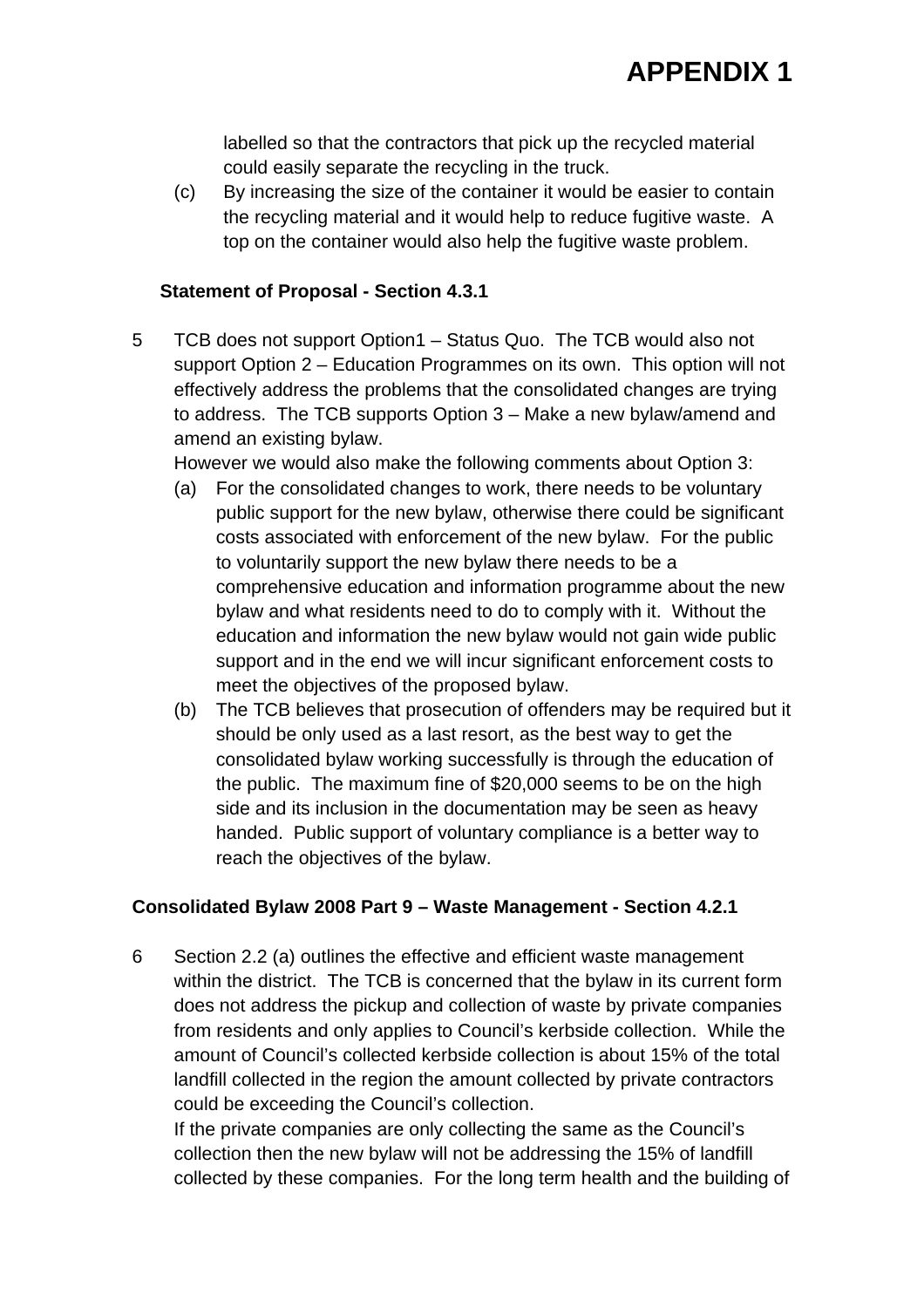labelled so that the contractors that pick up the recycled material could easily separate the recycling in the truck.

(c) By increasing the size of the container it would be easier to contain the recycling material and it would help to reduce fugitive waste. A top on the container would also help the fugitive waste problem.

**Statement of Proposal - Section 4.3.1**

5 TCB does not support Option1 – Status Quo. The TCB would also not support Option 2 – Education Programmes on its own. This option will not effectively address the problems that the consolidated changes are trying to address. The TCB supports Option 3 – Make a new bylaw/amend and amend an existing bylaw.

However we would also make the following comments about Option 3:

(a) For the consolidated changes to work, there needs to be voluntary public support for the new bylaw, otherwise there could be significant costs associated with enforcement of the new bylaw. For the public to voluntarily support the new bylaw there needs to be a comprehensive education and information programme about the new bylaw and what residents need to do to comply with it. Without the education and information the new bylaw would not gain wide public support and in the end we will incur significant enforcement costs to meet the objectives of the proposed bylaw.

(b) The TCB believes that prosecution of offenders may be required but it should be only used as a last resort, as the best way to get the consolidated bylaw working successfully is through the education of the public. The maximum fine of $20,000 seems to be on the high side and its inclusion in the documentation may be seen as heavy handed. Public support of voluntary compliance is a better way to reach the objectives of the bylaw.

**Consolidated Bylaw 2008 Part 9 – Waste Management - Section 4.2.1**

6 Section 2.2 (a) outlines the effective and efficient waste management within the district. The TCB is concerned that the bylaw in its current form does not address the pickup and collection of waste by private companies from residents and only applies to Council's kerbside collection. While the amount of Council's collected kerbside collection is about 15% of the total landfill collected in the region the amount collected by private contractors could be exceeding the Council's collection.

If the private companies are only collecting the same as the Council's collection then the new bylaw will not be addressing the 15% of landfill collected by these companies. For the long term health and the building of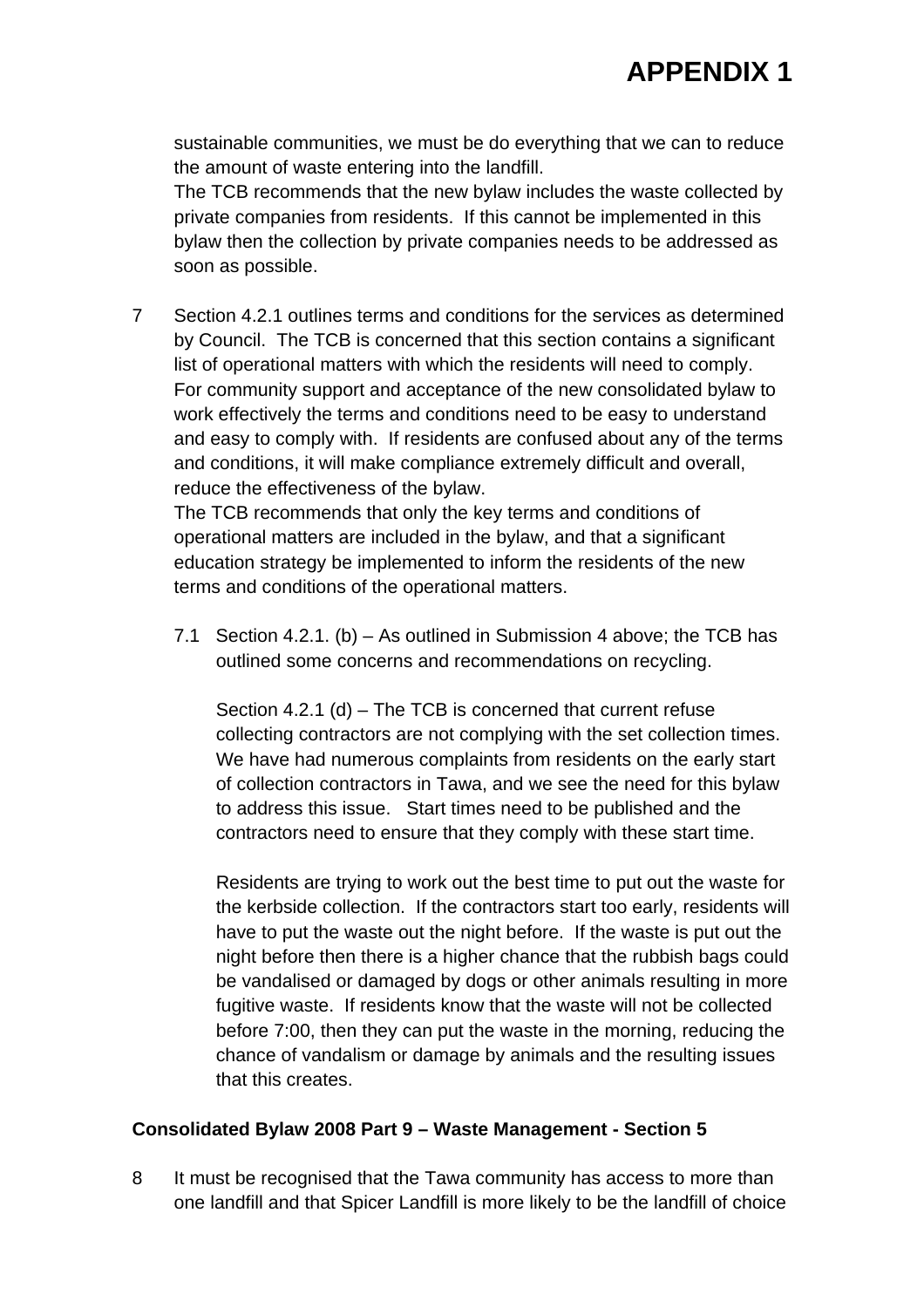sustainable communities, we must be do everything that we can to reduce the amount of waste entering into the landfill.
The TCB recommends that the new bylaw includes the waste collected by private companies from residents. If this cannot be implemented in this bylaw then the collection by private companies needs to be addressed as soon as possible.

7 Section 4.2.1 outlines terms and conditions for the services as determined by Council. The TCB is concerned that this section contains a significant list of operational matters with which the residents will need to comply. For community support and acceptance of the new consolidated bylaw to work effectively the terms and conditions need to be easy to understand and easy to comply with. If residents are confused about any of the terms and conditions, it will make compliance extremely difficult and overall, reduce the effectiveness of the bylaw.
The TCB recommends that only the key terms and conditions of operational matters are included in the bylaw, and that a significant education strategy be implemented to inform the residents of the new terms and conditions of the operational matters.

7.1 Section 4.2.1. (b) – As outlined in Submission 4 above; the TCB has outlined some concerns and recommendations on recycling.

Section 4.2.1 (d) – The TCB is concerned that current refuse collecting contractors are not complying with the set collection times. We have had numerous complaints from residents on the early start of collection contractors in Tawa, and we see the need for this bylaw to address this issue. Start times need to be published and the contractors need to ensure that they comply with these start time.

Residents are trying to work out the best time to put out the waste for the kerbside collection. If the contractors start too early, residents will have to put the waste out the night before. If the waste is put out the night before then there is a higher chance that the rubbish bags could be vandalised or damaged by dogs or other animals resulting in more fugitive waste. If residents know that the waste will not be collected before 7:00, then they can put the waste in the morning, reducing the chance of vandalism or damage by animals and the resulting issues that this creates.

**Consolidated Bylaw 2008 Part 9 – Waste Management - Section 5**

8 It must be recognised that the Tawa community has access to more than one landfill and that Spicer Landfill is more likely to be the landfill of choice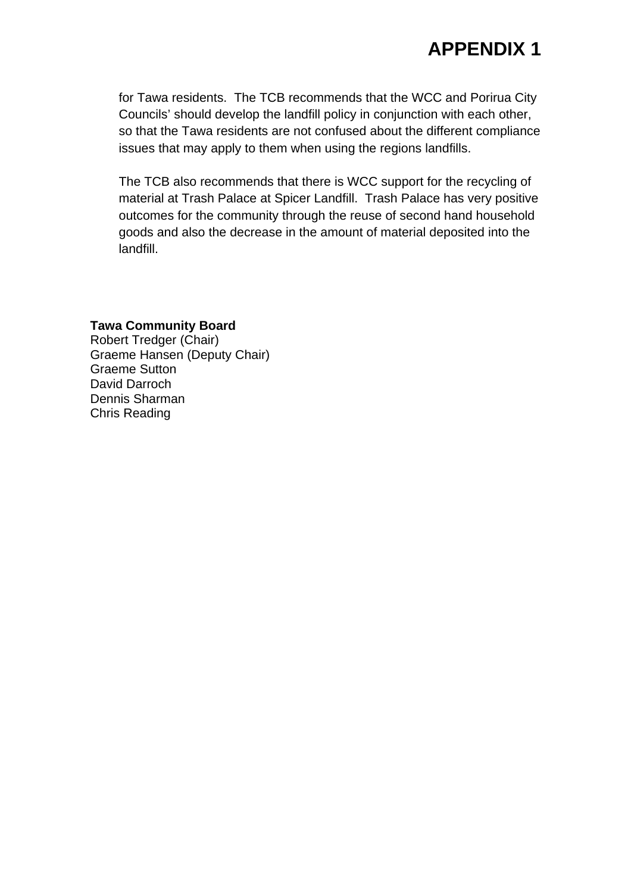# APPENDIX 1

for Tawa residents. The TCB recommends that the WCC and Porirua City Councils' should develop the landfill policy in conjunction with each other, so that the Tawa residents are not confused about the different compliance issues that may apply to them when using the regions landfills.

The TCB also recommends that there is WCC support for the recycling of material at Trash Palace at Spicer Landfill. Trash Palace has very positive outcomes for the community through the reuse of second hand household goods and also the decrease in the amount of material deposited into the landfill.

**Tawa Community Board**
Robert Tredger (Chair)
Graeme Hansen (Deputy Chair)
Graeme Sutton
David Darroch
Dennis Sharman
Chris Reading